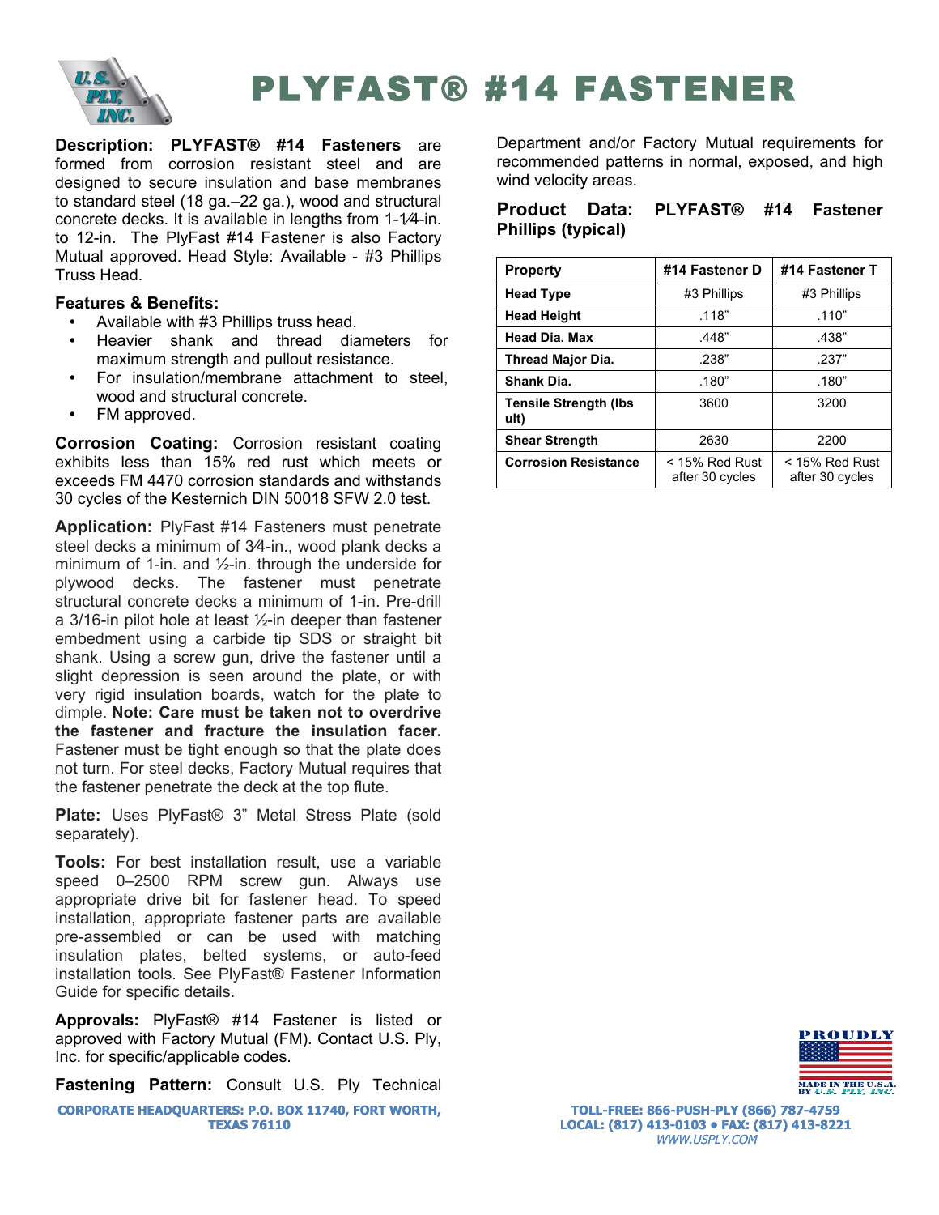# PLYFAST® #14 FASTENER

**Description: PLYFAST® #14 Fasteners** are formed from corrosion resistant steel and are designed to secure insulation and base membranes to standard steel (18 ga.–22 ga.), wood and structural concrete decks. It is available in lengths from 1-1⁄4-in. to 12-in. The PlyFast #14 Fastener is also Factory Mutual approved. Head Style: Available - #3 Phillips Truss Head.

**Features & Benefits:**

- Available with #3 Phillips truss head.
- Heavier shank and thread diameters for maximum strength and pullout resistance.
- For insulation/membrane attachment to steel, wood and structural concrete.
- FM approved.

**Corrosion Coating:** Corrosion resistant coating exhibits less than 15% red rust which meets or exceeds FM 4470 corrosion standards and withstands 30 cycles of the Kesternich DIN 50018 SFW 2.0 test.

**Application:** PlyFast #14 Fasteners must penetrate steel decks a minimum of 3⁄4-in., wood plank decks a minimum of 1-in. and ½-in. through the underside for plywood decks. The fastener must penetrate structural concrete decks a minimum of 1-in. Pre-drill a 3/16-in pilot hole at least ½-in deeper than fastener embedment using a carbide tip SDS or straight bit shank. Using a screw gun, drive the fastener until a slight depression is seen around the plate, or with very rigid insulation boards, watch for the plate to dimple. **Note: Care must be taken not to overdrive the fastener and fracture the insulation facer.** Fastener must be tight enough so that the plate does not turn. For steel decks, Factory Mutual requires that the fastener penetrate the deck at the top flute.

**Plate:** Uses PlyFast® 3" Metal Stress Plate (sold separately).

**Tools:** For best installation result, use a variable speed 0–2500 RPM screw gun. Always use appropriate drive bit for fastener head. To speed installation, appropriate fastener parts are available pre-assembled or can be used with matching insulation plates, belted systems, or auto-feed installation tools. See PlyFast® Fastener Information Guide for specific details.

**Approvals:** PlyFast® #14 Fastener is listed or approved with Factory Mutual (FM). Contact U.S. Ply, Inc. for specific/applicable codes.

**Fastening Pattern:** Consult U.S. Ply Technical Department and/or Factory Mutual requirements for recommended patterns in normal, exposed, and high wind velocity areas.

**Product Data: PLYFAST® #14 Fastener Phillips (typical)**

| Property | #14 Fastener D | #14 Fastener T |
|---|---|---|
| Head Type | #3 Phillips | #3 Phillips |
| Head Height | .118" | .110" |
| Head Dia. Max | .448" | .438" |
| Thread Major Dia. | .238" | .237" |
| Shank Dia. | .180" | .180" |
| Tensile Strength (lbs ult) | 3600 | 3200 |
| Shear Strength | 2630 | 2200 |
| Corrosion Resistance | < 15% Red Rust after 30 cycles | < 15% Red Rust after 30 cycles |

PROUDLY MADE IN THE U.S.A. BY U.S. PLY, INC.

CORPORATE HEADQUARTERS: P.O. BOX 11740, FORT WORTH, TEXAS 76110

TOLL-FREE: 866-PUSH-PLY (866) 787-4759
LOCAL: (817) 413-0103 • FAX: (817) 413-8221
WWW.USPLY.COM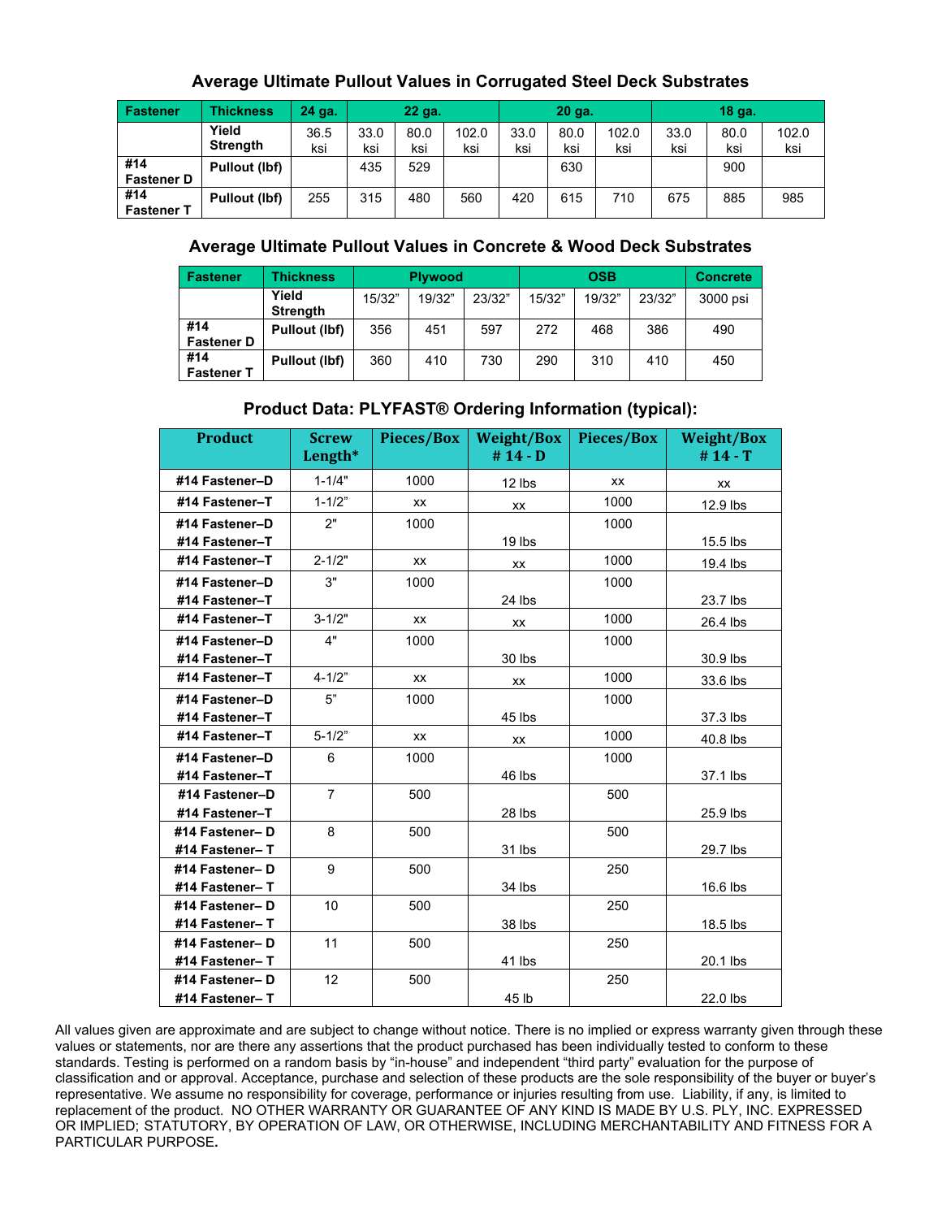### Average Ultimate Pullout Values in Corrugated Steel Deck Substrates

| Fastener | Thickness | 24 ga. | 22 ga. | | | 20 ga. | | | 18 ga. | | |
|---|---|---|---|---|---|---|---|---|---|---|---|
| | Yield Strength | 36.5 ksi | 33.0 ksi | 80.0 ksi | 102.0 ksi | 33.0 ksi | 80.0 ksi | 102.0 ksi | 33.0 ksi | 80.0 ksi | 102.0 ksi |
| #14 Fastener D | Pullout (lbf) | | 435 | 529 | | | 630 | | | 900 | |
| #14 Fastener T | Pullout (lbf) | 255 | 315 | 480 | 560 | 420 | 615 | 710 | 675 | 885 | 985 |

### Average Ultimate Pullout Values in Concrete & Wood Deck Substrates

| Fastener | Thickness | Plywood | | | OSB | | | Concrete |
|---|---|---|---|---|---|---|---|---|
| | Yield Strength | 15/32" | 19/32" | 23/32" | 15/32" | 19/32" | 23/32" | 3000 psi |
| #14 Fastener D | Pullout (lbf) | 356 | 451 | 597 | 272 | 468 | 386 | 490 |
| #14 Fastener T | Pullout (lbf) | 360 | 410 | 730 | 290 | 310 | 410 | 450 |

### Product Data: PLYFAST® Ordering Information (typical):

| Product | Screw Length* | Pieces/Box | Weight/Box # 14 - D | Pieces/Box | Weight/Box # 14 - T |
|---|---|---|---|---|---|
| #14 Fastener–D | 1-1/4" | 1000 | 12 lbs | xx | xx |
| #14 Fastener–T | 1-1/2" | xx | xx | 1000 | 12.9 lbs |
| #14 Fastener–D<br>#14 Fastener–T | 2" | 1000 | 19 lbs | 1000 | 15.5 lbs |
| #14 Fastener–T | 2-1/2" | xx | xx | 1000 | 19.4 lbs |
| #14 Fastener–D<br>#14 Fastener–T | 3" | 1000 | 24 lbs | 1000 | 23.7 lbs |
| #14 Fastener–T | 3-1/2" | xx | xx | 1000 | 26.4 lbs |
| #14 Fastener–D<br>#14 Fastener–T | 4" | 1000 | 30 lbs | 1000 | 30.9 lbs |
| #14 Fastener–T | 4-1/2" | xx | xx | 1000 | 33.6 lbs |
| #14 Fastener–D<br>#14 Fastener–T | 5" | 1000 | 45 lbs | 1000 | 37.3 lbs |
| #14 Fastener–T | 5-1/2" | xx | xx | 1000 | 40.8 lbs |
| #14 Fastener–D<br>#14 Fastener–T | 6 | 1000 | 46 lbs | 1000 | 37.1 lbs |
| #14 Fastener–D<br>#14 Fastener–T | 7 | 500 | 28 lbs | 500 | 25.9 lbs |
| #14 Fastener– D<br>#14 Fastener– T | 8 | 500 | 31 lbs | 500 | 29.7 lbs |
| #14 Fastener– D<br>#14 Fastener– T | 9 | 500 | 34 lbs | 250 | 16.6 lbs |
| #14 Fastener– D<br>#14 Fastener– T | 10 | 500 | 38 lbs | 250 | 18.5 lbs |
| #14 Fastener– D<br>#14 Fastener– T | 11 | 500 | 41 lbs | 250 | 20.1 lbs |
| #14 Fastener– D<br>#14 Fastener– T | 12 | 500 | 45 lb | 250 | 22.0 lbs |

All values given are approximate and are subject to change without notice. There is no implied or express warranty given through these values or statements, nor are there any assertions that the product purchased has been individually tested to conform to these standards. Testing is performed on a random basis by "in-house" and independent "third party" evaluation for the purpose of classification and or approval. Acceptance, purchase and selection of these products are the sole responsibility of the buyer or buyer's representative. We assume no responsibility for coverage, performance or injuries resulting from use. Liability, if any, is limited to replacement of the product. NO OTHER WARRANTY OR GUARANTEE OF ANY KIND IS MADE BY U.S. PLY, INC. EXPRESSED OR IMPLIED; STATUTORY, BY OPERATION OF LAW, OR OTHERWISE, INCLUDING MERCHANTABILITY AND FITNESS FOR A PARTICULAR PURPOSE**.**